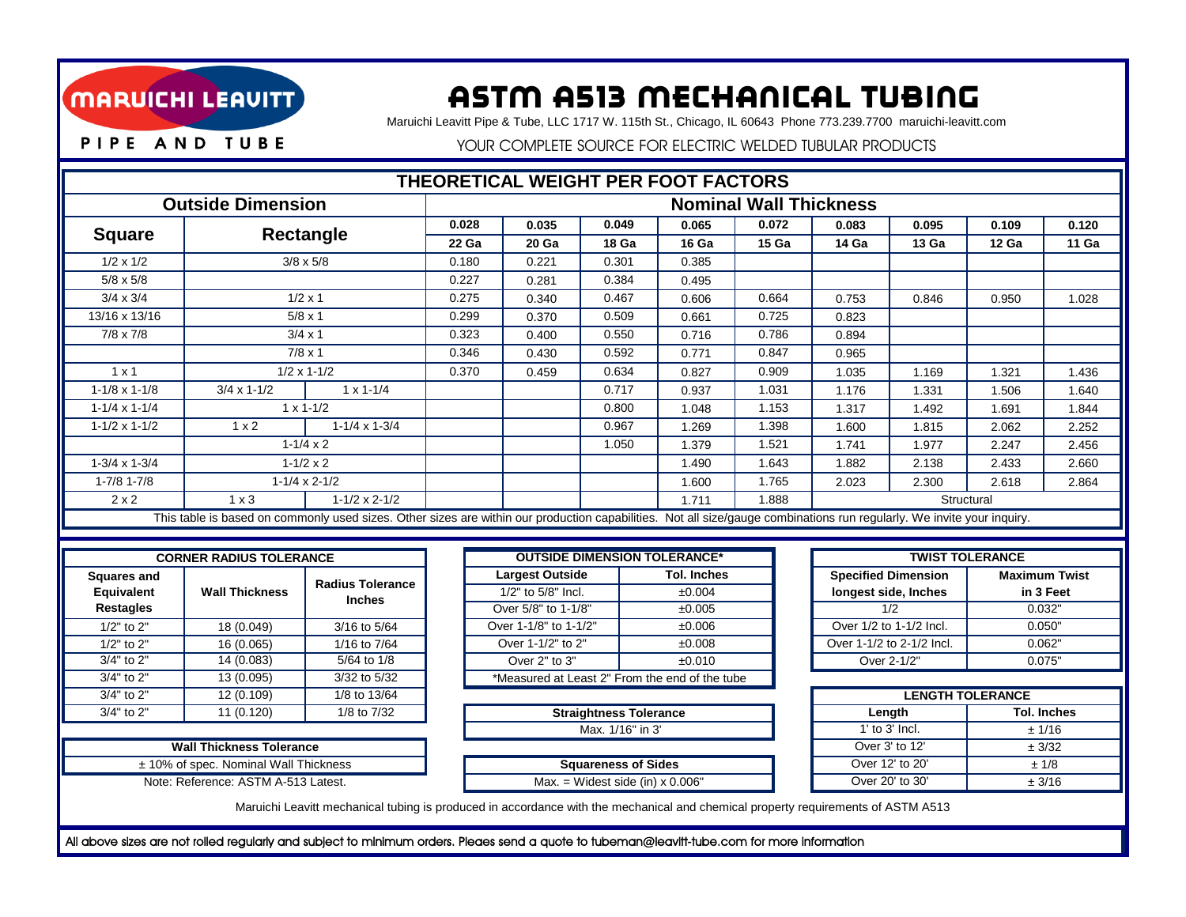# ASTM A513 MECHANICAL TUBING

MARUICHI LEAVITT PIPE AND TUBE

Maruichi Leavitt Pipe & Tube, LLC 1717 W. 115th St., Chicago, IL 60643 Phone 773.239.7700 maruichi-leavitt.com

YOUR COMPLETE SOURCE FOR ELECTRIC WELDED TUBULAR PRODUCTS

## THEORETICAL WEIGHT PER FOOT FACTORS

| Outside Dimension | | | Nominal Wall Thickness | | | | | | | | |
|---|---|---|---|---|---|---|---|---|---|---|---|
| Square | Rectangle | | 0.028 | 0.035 | 0.049 | 0.065 | 0.072 | 0.083 | 0.095 | 0.109 | 0.120 |
| | | | 22 Ga | 20 Ga | 18 Ga | 16 Ga | 15 Ga | 14 Ga | 13 Ga | 12 Ga | 11 Ga |
| 1/2 x 1/2 | 3/8 x 5/8 | | 0.180 | 0.221 | 0.301 | 0.385 | | | | | |
| 5/8 x 5/8 | | | 0.227 | 0.281 | 0.384 | 0.495 | | | | | |
| 3/4 x 3/4 | 1/2 x 1 | | 0.275 | 0.340 | 0.467 | 0.606 | 0.664 | 0.753 | 0.846 | 0.950 | 1.028 |
| 13/16 x 13/16 | 5/8 x 1 | | 0.299 | 0.370 | 0.509 | 0.661 | 0.725 | 0.823 | | | |
| 7/8 x 7/8 | 3/4 x 1 | | 0.323 | 0.400 | 0.550 | 0.716 | 0.786 | 0.894 | | | |
| | 7/8 x 1 | | 0.346 | 0.430 | 0.592 | 0.771 | 0.847 | 0.965 | | | |
| 1 x 1 | 1/2 x 1-1/2 | | 0.370 | 0.459 | 0.634 | 0.827 | 0.909 | 1.035 | 1.169 | 1.321 | 1.436 |
| 1-1/8 x 1-1/8 | 3/4 x 1-1/2 | 1 x 1-1/4 | | | 0.717 | 0.937 | 1.031 | 1.176 | 1.331 | 1.506 | 1.640 |
| 1-1/4 x 1-1/4 | 1 x 1-1/2 | | | | 0.800 | 1.048 | 1.153 | 1.317 | 1.492 | 1.691 | 1.844 |
| 1-1/2 x 1-1/2 | 1 x 2 | 1-1/4 x 1-3/4 | | | 0.967 | 1.269 | 1.398 | 1.600 | 1.815 | 2.062 | 2.252 |
| | 1-1/4 x 2 | | | | 1.050 | 1.379 | 1.521 | 1.741 | 1.977 | 2.247 | 2.456 |
| 1-3/4 x 1-3/4 | 1-1/2 x 2 | | | | | 1.490 | 1.643 | 1.882 | 2.138 | 2.433 | 2.660 |
| 1-7/8 1-7/8 | 1-1/4 x 2-1/2 | | | | | 1.600 | 1.765 | 2.023 | 2.300 | 2.618 | 2.864 |
| 2 x 2 | 1 x 3 | 1-1/2 x 2-1/2 | | | | 1.711 | 1.888 | Structural | | | |

This table is based on commonly used sizes. Other sizes are within our production capabilities. Not all size/gauge combinations run regularly. We invite your inquiry.

### CORNER RADIUS TOLERANCE

| Squares and Equivalent Restages | Wall Thickness | Radius Tolerance Inches |
|---|---|---|
| 1/2" to 2" | 18 (0.049) | 3/16 to 5/64 |
| 1/2" to 2" | 16 (0.065) | 1/16 to 7/64 |
| 3/4" to 2" | 14 (0.083) | 5/64 to 1/8 |
| 3/4" to 2" | 13 (0.095) | 3/32 to 5/32 |
| 3/4" to 2" | 12 (0.109) | 1/8 to 13/64 |
| 3/4" to 2" | 11 (0.120) | 1/8 to 7/32 |

### Wall Thickness Tolerance

± 10% of spec. Nominal Wall Thickness

Note: Reference: ASTM A-513 Latest.

### OUTSIDE DIMENSION TOLERANCE*

| Largest Outside | Tol. Inches |
|---|---|
| 1/2" to 5/8" Incl. | ±0.004 |
| Over 5/8" to 1-1/8" | ±0.005 |
| Over 1-1/8" to 1-1/2" | ±0.006 |
| Over 1-1/2" to 2" | ±0.008 |
| Over 2" to 3" | ±0.010 |

*Measured at Least 2" From the end of the tube

### Straightness Tolerance

Max. 1/16" in 3'

### Squareness of Sides

Max. = Widest side (in) x 0.006"

### TWIST TOLERANCE

| Specified Dimension longest side, Inches | Maximum Twist in 3 Feet |
|---|---|
| 1/2 | 0.032" |
| Over 1/2 to 1-1/2 Incl. | 0.050" |
| Over 1-1/2 to 2-1/2 Incl. | 0.062" |
| Over 2-1/2" | 0.075" |

### LENGTH TOLERANCE

| Length | Tol. Inches |
|---|---|
| 1' to 3' Incl. | ± 1/16 |
| Over 3' to 12' | ± 3/32 |
| Over 12' to 20' | ± 1/8 |
| Over 20' to 30' | ± 3/16 |

Maruichi Leavitt mechanical tubing is produced in accordance with the mechanical and chemical property requirements of ASTM A513

All above sizes are not rolled regularly and subject to minimum orders. Pleaes send a quote to tubeman@leavitt-tube.com for more information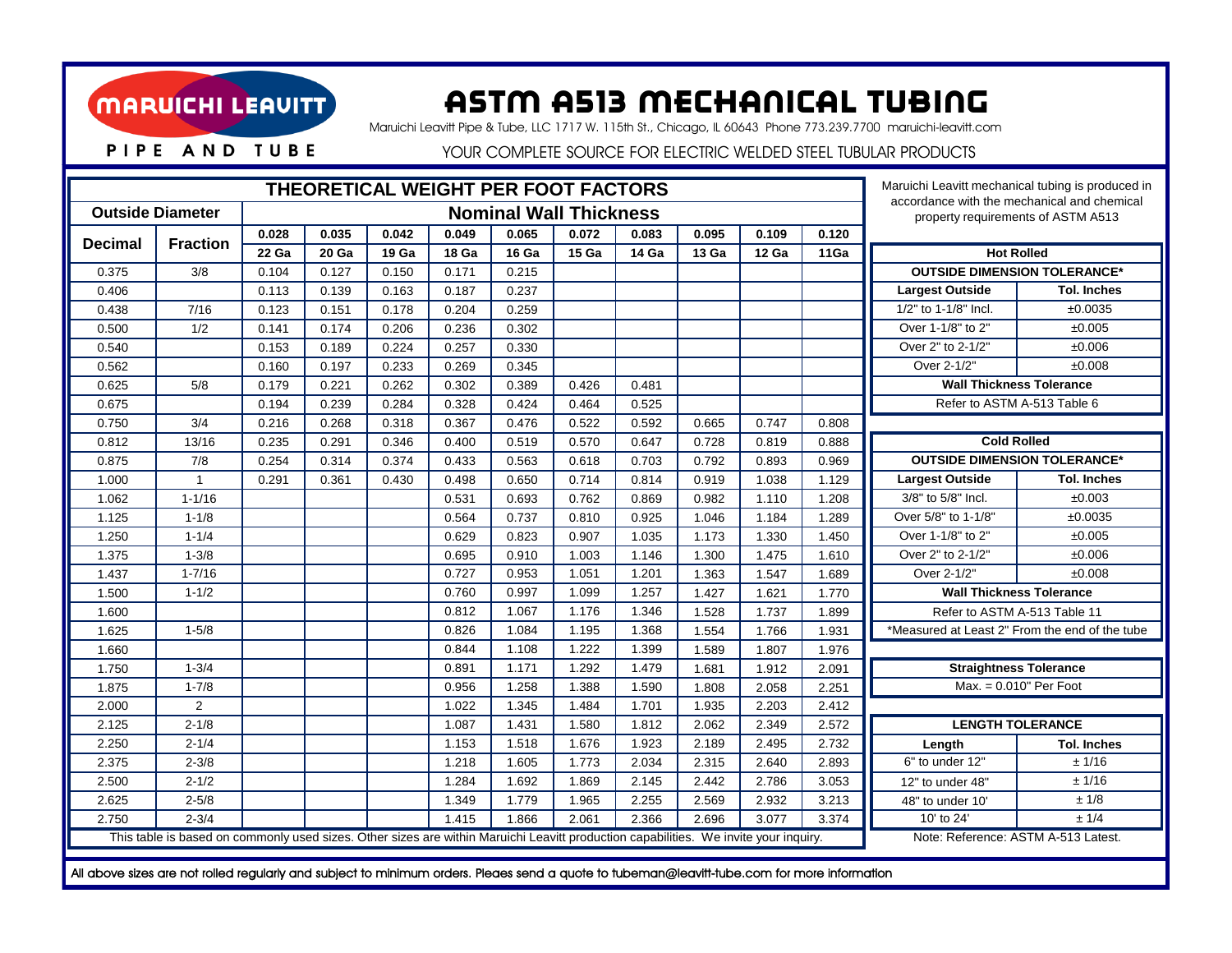MARUICHI LEAVITT

PIPE AND TUBE

# ASTM A513 MECHANICAL TUBING

Maruichi Leavitt Pipe & Tube, LLC 1717 W. 115th St., Chicago, IL 60643 Phone 773.239.7700 maruichi-leavitt.com

YOUR COMPLETE SOURCE FOR ELECTRIC WELDED STEEL TUBULAR PRODUCTS

## THEORETICAL WEIGHT PER FOOT FACTORS

| Outside Diameter | | Nominal Wall Thickness | | | | | | | | | |
|---|---|---|---|---|---|---|---|---|---|---|---|
| Decimal | Fraction | 0.028 | 0.035 | 0.042 | 0.049 | 0.065 | 0.072 | 0.083 | 0.095 | 0.109 | 0.120 |
| | | 22 Ga | 20 Ga | 19 Ga | 18 Ga | 16 Ga | 15 Ga | 14 Ga | 13 Ga | 12 Ga | 11Ga |
| 0.375 | 3/8 | 0.104 | 0.127 | 0.150 | 0.171 | 0.215 | | | | | |
| 0.406 | | 0.113 | 0.139 | 0.163 | 0.187 | 0.237 | | | | | |
| 0.438 | 7/16 | 0.123 | 0.151 | 0.178 | 0.204 | 0.259 | | | | | |
| 0.500 | 1/2 | 0.141 | 0.174 | 0.206 | 0.236 | 0.302 | | | | | |
| 0.540 | | 0.153 | 0.189 | 0.224 | 0.257 | 0.330 | | | | | |
| 0.562 | | 0.160 | 0.197 | 0.233 | 0.269 | 0.345 | | | | | |
| 0.625 | 5/8 | 0.179 | 0.221 | 0.262 | 0.302 | 0.389 | 0.426 | 0.481 | | | |
| 0.675 | | 0.194 | 0.239 | 0.284 | 0.328 | 0.424 | 0.464 | 0.525 | | | |
| 0.750 | 3/4 | 0.216 | 0.268 | 0.318 | 0.367 | 0.476 | 0.522 | 0.592 | 0.665 | 0.747 | 0.808 |
| 0.812 | 13/16 | 0.235 | 0.291 | 0.346 | 0.400 | 0.519 | 0.570 | 0.647 | 0.728 | 0.819 | 0.888 |
| 0.875 | 7/8 | 0.254 | 0.314 | 0.374 | 0.433 | 0.563 | 0.618 | 0.703 | 0.792 | 0.893 | 0.969 |
| 1.000 | 1 | 0.291 | 0.361 | 0.430 | 0.498 | 0.650 | 0.714 | 0.814 | 0.919 | 1.038 | 1.129 |
| 1.062 | 1-1/16 | | | | 0.531 | 0.693 | 0.762 | 0.869 | 0.982 | 1.110 | 1.208 |
| 1.125 | 1-1/8 | | | | 0.564 | 0.737 | 0.810 | 0.925 | 1.046 | 1.184 | 1.289 |
| 1.250 | 1-1/4 | | | | 0.629 | 0.823 | 0.907 | 1.035 | 1.173 | 1.330 | 1.450 |
| 1.375 | 1-3/8 | | | | 0.695 | 0.910 | 1.003 | 1.146 | 1.300 | 1.475 | 1.610 |
| 1.437 | 1-7/16 | | | | 0.727 | 0.953 | 1.051 | 1.201 | 1.363 | 1.547 | 1.689 |
| 1.500 | 1-1/2 | | | | 0.760 | 0.997 | 1.099 | 1.257 | 1.427 | 1.621 | 1.770 |
| 1.600 | | | | | 0.812 | 1.067 | 1.176 | 1.346 | 1.528 | 1.737 | 1.899 |
| 1.625 | 1-5/8 | | | | 0.826 | 1.084 | 1.195 | 1.368 | 1.554 | 1.766 | 1.931 |
| 1.660 | | | | | 0.844 | 1.108 | 1.222 | 1.399 | 1.589 | 1.807 | 1.976 |
| 1.750 | 1-3/4 | | | | 0.891 | 1.171 | 1.292 | 1.479 | 1.681 | 1.912 | 2.091 |
| 1.875 | 1-7/8 | | | | 0.956 | 1.258 | 1.388 | 1.590 | 1.808 | 2.058 | 2.251 |
| 2.000 | 2 | | | | 1.022 | 1.345 | 1.484 | 1.701 | 1.935 | 2.203 | 2.412 |
| 2.125 | 2-1/8 | | | | 1.087 | 1.431 | 1.580 | 1.812 | 2.062 | 2.349 | 2.572 |
| 2.250 | 2-1/4 | | | | 1.153 | 1.518 | 1.676 | 1.923 | 2.189 | 2.495 | 2.732 |
| 2.375 | 2-3/8 | | | | 1.218 | 1.605 | 1.773 | 2.034 | 2.315 | 2.640 | 2.893 |
| 2.500 | 2-1/2 | | | | 1.284 | 1.692 | 1.869 | 2.145 | 2.442 | 2.786 | 3.053 |
| 2.625 | 2-5/8 | | | | 1.349 | 1.779 | 1.965 | 2.255 | 2.569 | 2.932 | 3.213 |
| 2.750 | 2-3/4 | | | | 1.415 | 1.866 | 2.061 | 2.366 | 2.696 | 3.077 | 3.374 |

This table is based on commonly used sizes. Other sizes are within Maruichi Leavitt production capabilities. We invite your inquiry.

Maruichi Leavitt mechanical tubing is produced in accordance with the mechanical and chemical property requirements of ASTM A513

| Hot Rolled | |
|---|---|
| **OUTSIDE DIMENSION TOLERANCE*** | |
| **Largest Outside** | **Tol. Inches** |
| 1/2" to 1-1/8" Incl. | ±0.0035 |
| Over 1-1/8" to 2" | ±0.005 |
| Over 2" to 2-1/2" | ±0.006 |
| Over 2-1/2" | ±0.008 |
| **Wall Thickness Tolerance** | |
| Refer to ASTM A-513 Table 6 | |

| Cold Rolled | |
|---|---|
| **OUTSIDE DIMENSION TOLERANCE*** | |
| **Largest Outside** | **Tol. Inches** |
| 3/8" to 5/8" Incl. | ±0.003 |
| Over 5/8" to 1-1/8" | ±0.0035 |
| Over 1-1/8" to 2" | ±0.005 |
| Over 2" to 2-1/2" | ±0.006 |
| Over 2-1/2" | ±0.008 |
| **Wall Thickness Tolerance** | |
| Refer to ASTM A-513 Table 11 | |

*Measured at Least 2" From the end of the tube

| Straightness Tolerance |
|---|
| Max. = 0.010" Per Foot |

| LENGTH TOLERANCE | |
|---|---|
| **Length** | **Tol. Inches** |
| 6" to under 12" | ± 1/16 |
| 12" to under 48" | ± 1/16 |
| 48" to under 10' | ± 1/8 |
| 10' to 24' | ± 1/4 |

Note: Reference: ASTM A-513 Latest.

All above sizes are not rolled regularly and subject to minimum orders. Pleaes send a quote to tubeman@leavitt-tube.com for more information